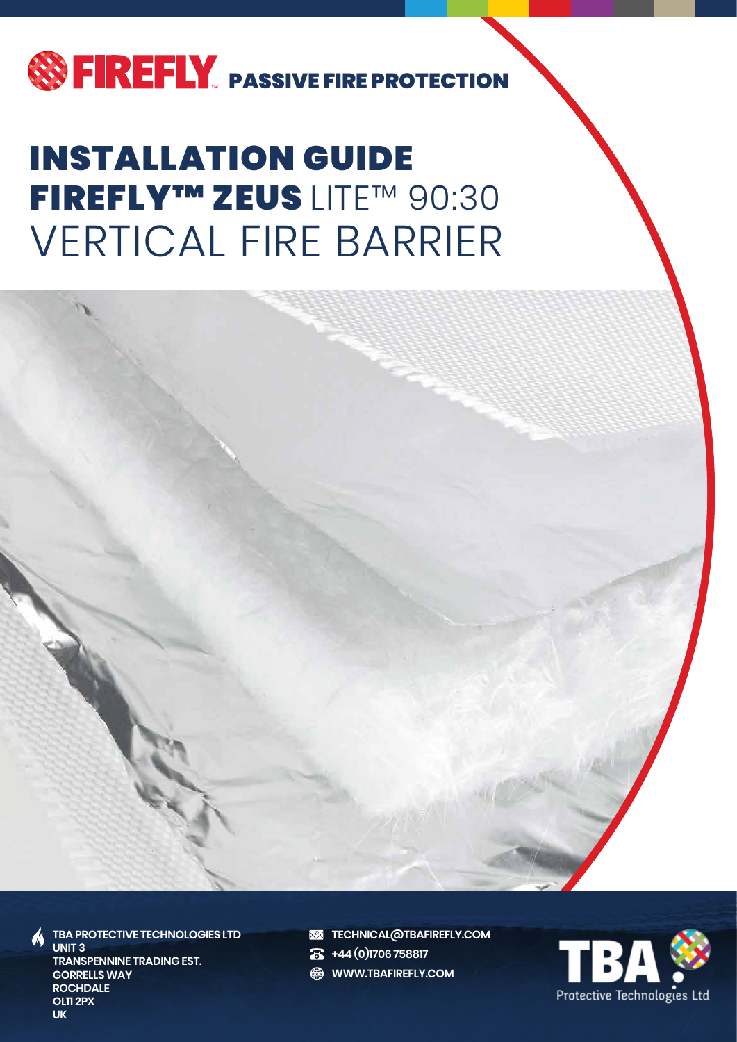FIREFLY™ PASSIVE FIRE PROTECTION

# INSTALLATION GUIDE FIREFLY™ ZEUS LITE™ 90:30 VERTICAL FIRE BARRIER

TBA PROTECTIVE TECHNOLOGIES LTD
UNIT 3
TRANSPENNINE TRADING EST.
GORRELLS WAY
ROCHDALE
OL11 2PX
UK

TECHNICAL@TBAFIREFLY.COM
+44 (0)1706 758817
WWW.TBAFIREFLY.COM

TBA Protective Technologies Ltd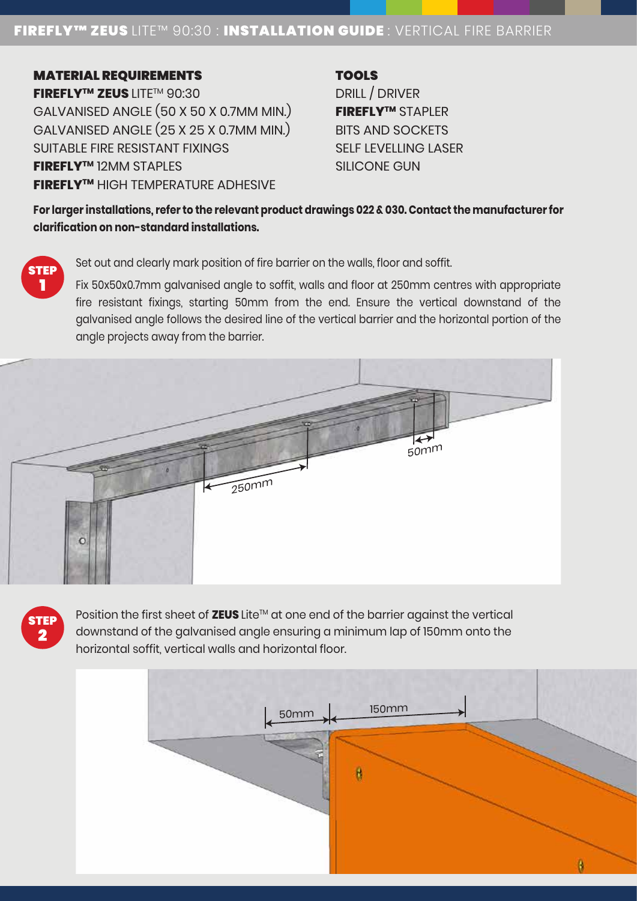# FIREFLY™ ZEUS LITE™ 90:30 : INSTALLATION GUIDE : VERTICAL FIRE BARRIER

## MATERIAL REQUIREMENTS

**FIREFLY™ ZEUS** LITE™ 90:30
GALVANISED ANGLE (50 X 50 X 0.7MM MIN.)
GALVANISED ANGLE (25 X 25 X 0.7MM MIN.)
SUITABLE FIRE RESISTANT FIXINGS
**FIREFLY™** 12MM STAPLES
**FIREFLY™** HIGH TEMPERATURE ADHESIVE

## TOOLS

DRILL / DRIVER
**FIREFLY™** STAPLER
BITS AND SOCKETS
SELF LEVELLING LASER
SILICONE GUN

**For larger installations, refer to the relevant product drawings 022 & 030. Contact the manufacturer for clarification on non-standard installations.**

**STEP 1**

Set out and clearly mark position of fire barrier on the walls, floor and soffit.

Fix 50x50x0.7mm galvanised angle to soffit, walls and floor at 250mm centres with appropriate fire resistant fixings, starting 50mm from the end. Ensure the vertical downstand of the galvanised angle follows the desired line of the vertical barrier and the horizontal portion of the angle projects away from the barrier.

**STEP 2**

Position the first sheet of **ZEUS** Lite™ at one end of the barrier against the vertical downstand of the galvanised angle ensuring a minimum lap of 150mm onto the horizontal soffit, vertical walls and horizontal floor.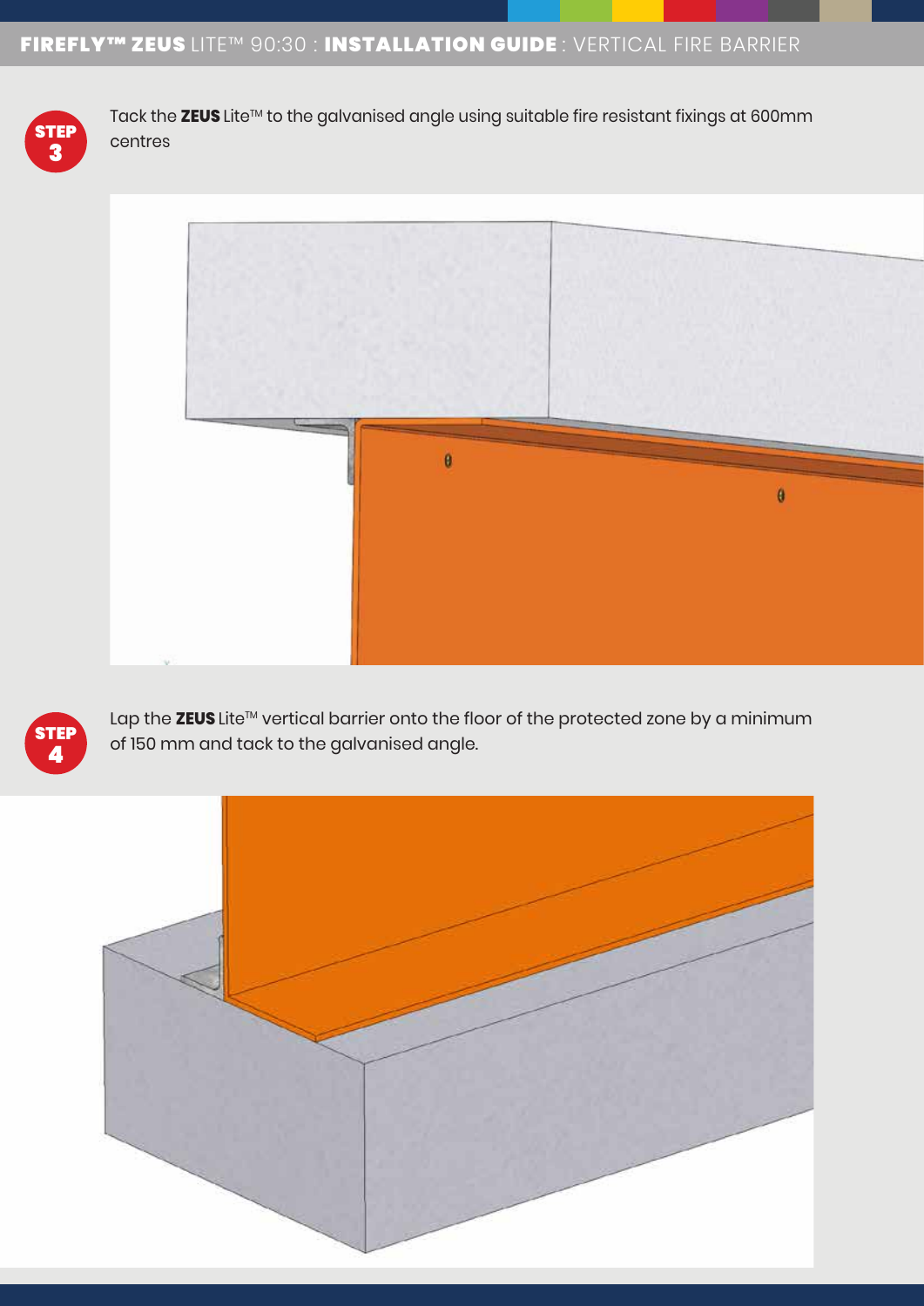**STEP 3**

Tack the **ZEUS** Lite™ to the galvanised angle using suitable fire resistant fixings at 600mm centres

**STEP 4**

Lap the **ZEUS** Lite™ vertical barrier onto the floor of the protected zone by a minimum of 150 mm and tack to the galvanised angle.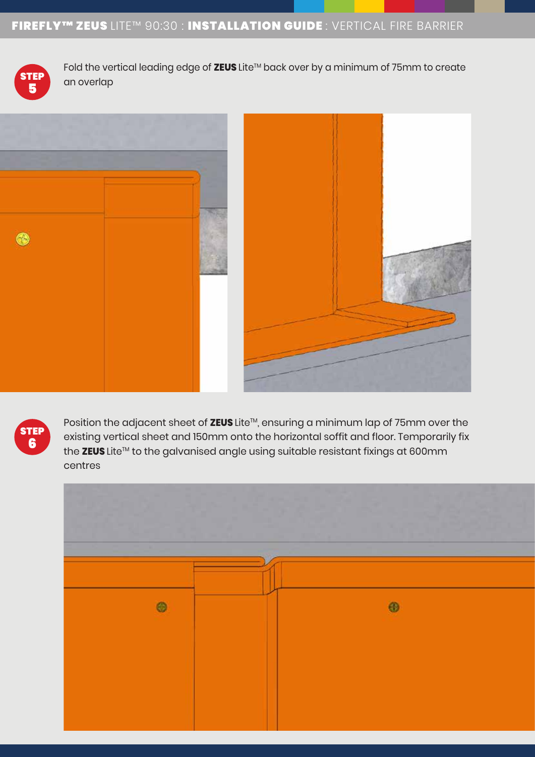**STEP 5**

Fold the vertical leading edge of **ZEUS** Lite™ back over by a minimum of 75mm to create an overlap

**STEP 6**

Position the adjacent sheet of **ZEUS** Lite™, ensuring a minimum lap of 75mm over the existing vertical sheet and 150mm onto the horizontal soffit and floor. Temporarily fix the **ZEUS** Lite™ to the galvanised angle using suitable resistant fixings at 600mm centres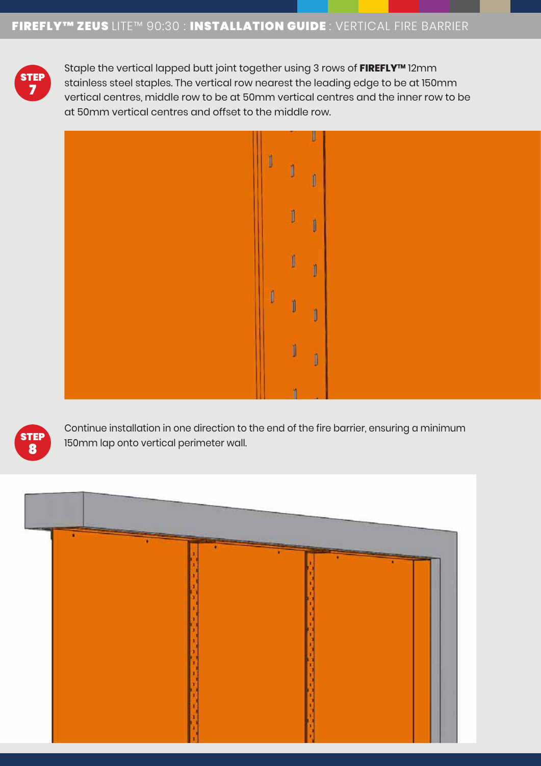**STEP 7**

Staple the vertical lapped butt joint together using 3 rows of **FIREFLY™** 12mm stainless steel staples. The vertical row nearest the leading edge to be at 150mm vertical centres, middle row to be at 50mm vertical centres and the inner row to be at 50mm vertical centres and offset to the middle row.

**STEP 8**

Continue installation in one direction to the end of the fire barrier, ensuring a minimum 150mm lap onto vertical perimeter wall.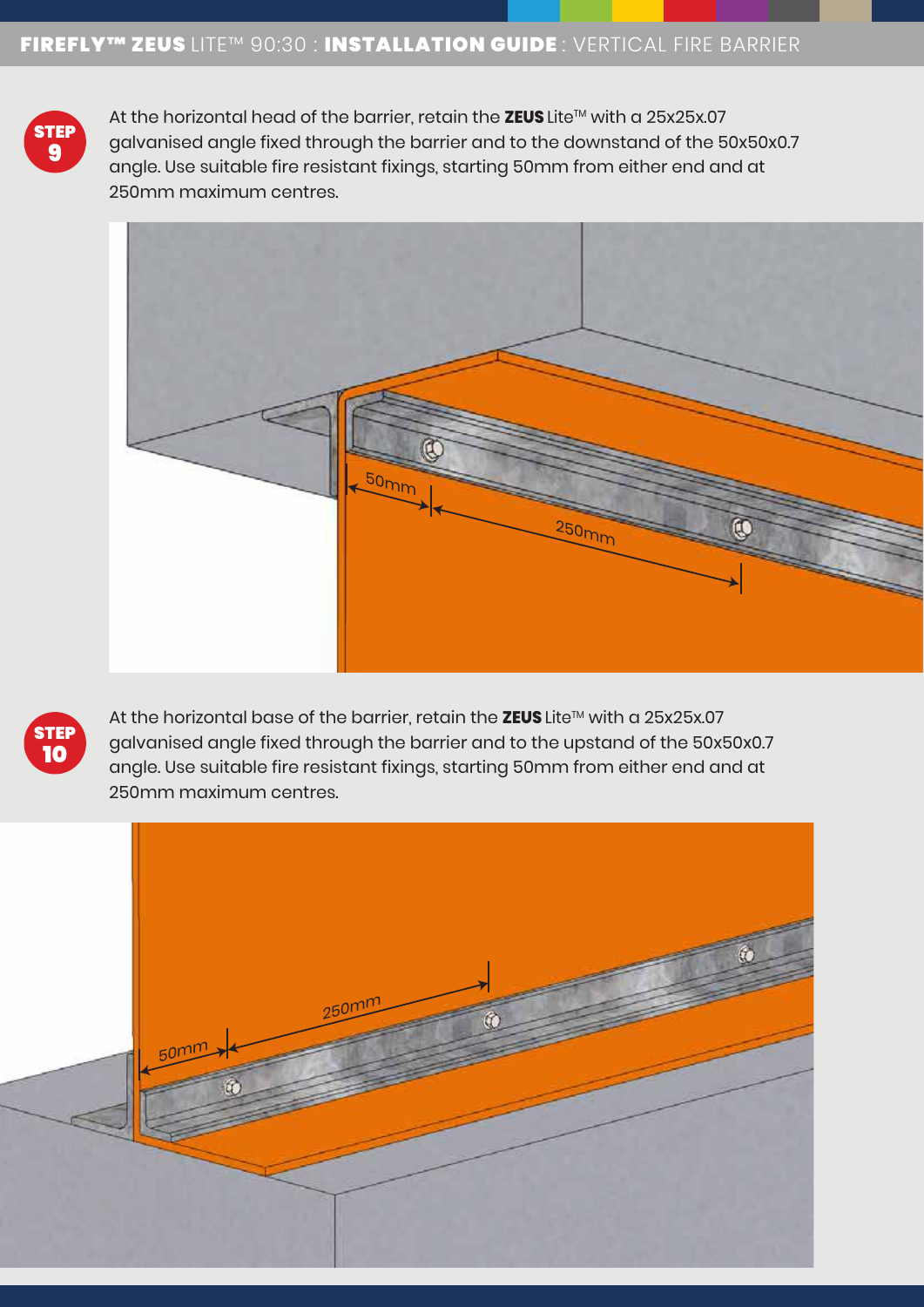**STEP 9**

At the horizontal head of the barrier, retain the **ZEUS** Lite™ with a 25x25x.07 galvanised angle fixed through the barrier and to the downstand of the 50x50x0.7 angle. Use suitable fire resistant fixings, starting 50mm from either end and at 250mm maximum centres.

**STEP 10**

At the horizontal base of the barrier, retain the **ZEUS** Lite™ with a 25x25x.07 galvanised angle fixed through the barrier and to the upstand of the 50x50x0.7 angle. Use suitable fire resistant fixings, starting 50mm from either end and at 250mm maximum centres.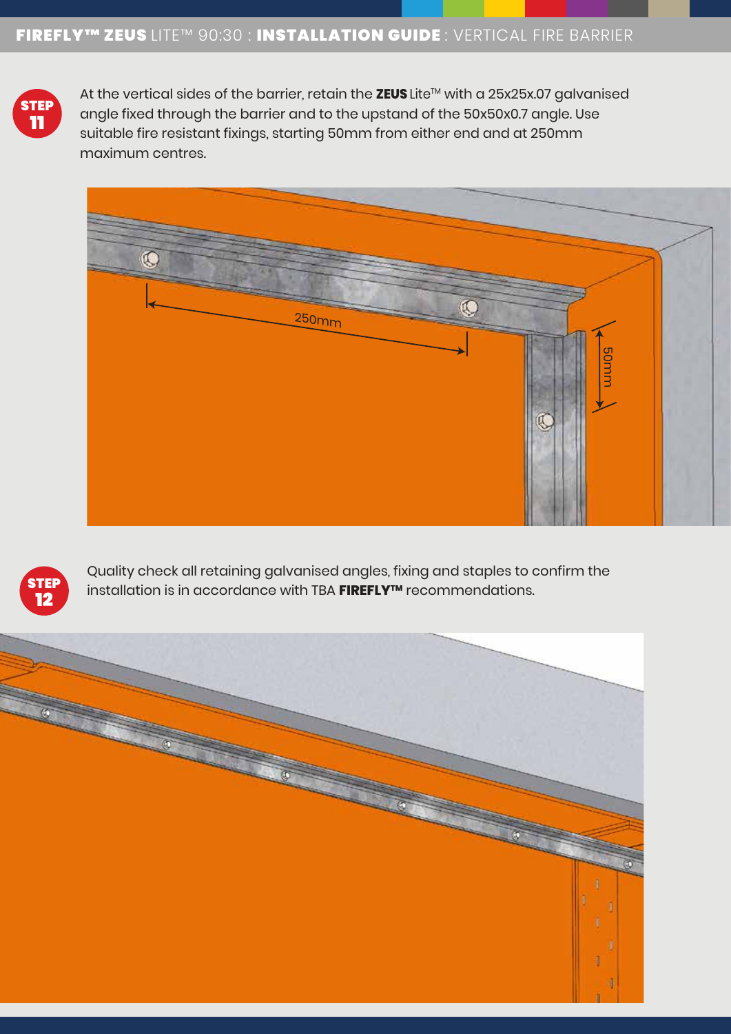**STEP 11**

At the vertical sides of the barrier, retain the **ZEUS** Lite™ with a 25x25x.07 galvanised angle fixed through the barrier and to the upstand of the 50x50x0.7 angle. Use suitable fire resistant fixings, starting 50mm from either end and at 250mm maximum centres.

**STEP 12**

Quality check all retaining galvanised angles, fixing and staples to confirm the installation is in accordance with TBA **FIREFLY™** recommendations.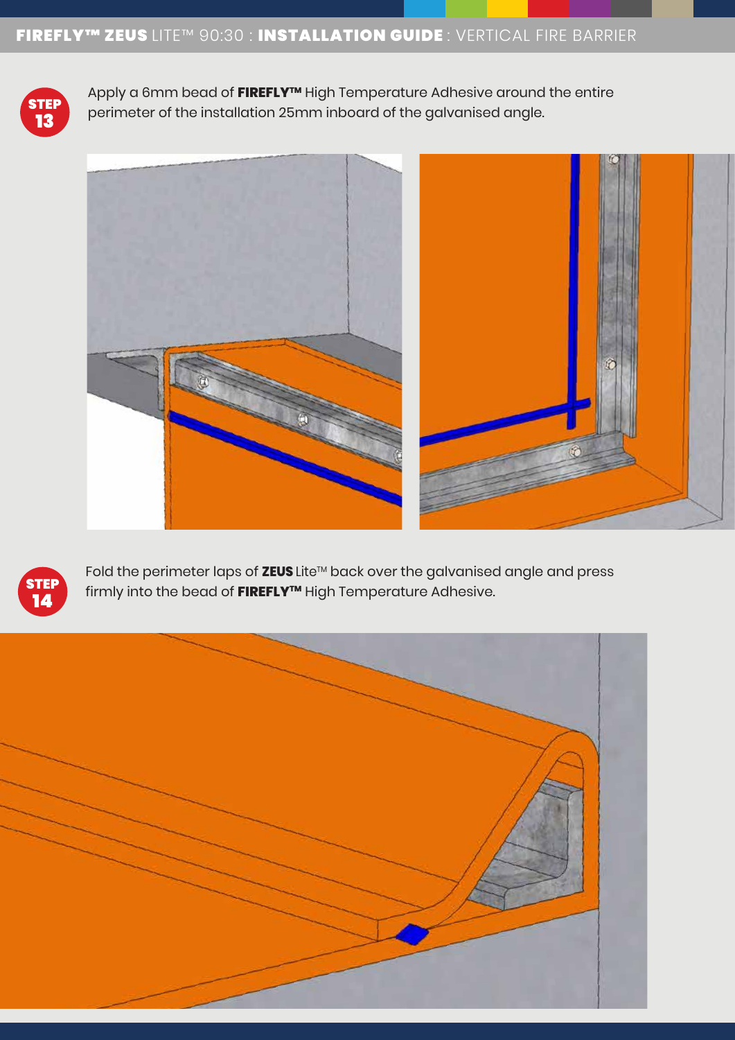**STEP 13**

Apply a 6mm bead of **FIREFLY™** High Temperature Adhesive around the entire perimeter of the installation 25mm inboard of the galvanised angle.

**STEP 14**

Fold the perimeter laps of **ZEUS** Lite™ back over the galvanised angle and press firmly into the bead of **FIREFLY™** High Temperature Adhesive.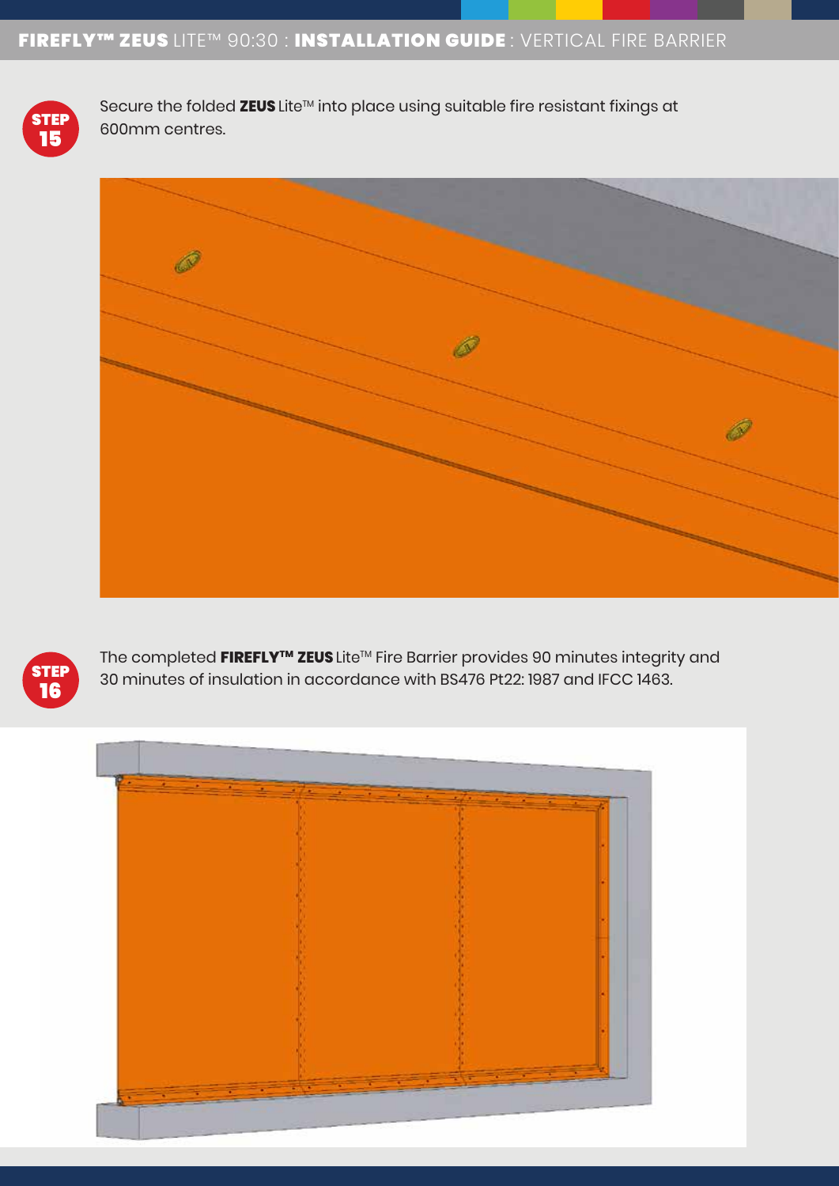**STEP 15**

Secure the folded **ZEUS** Lite™ into place using suitable fire resistant fixings at 600mm centres.

**STEP 16**

The completed **FIREFLY™ ZEUS** Lite™ Fire Barrier provides 90 minutes integrity and 30 minutes of insulation in accordance with BS476 Pt22: 1987 and IFCC 1463.